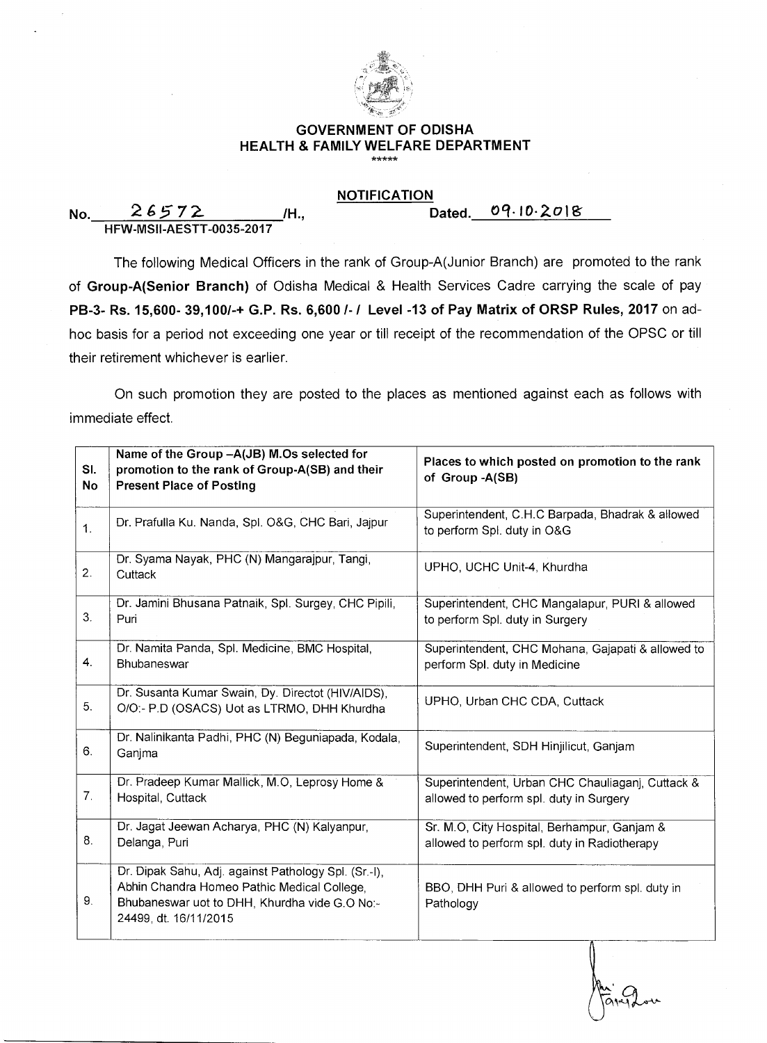# GOVERNMENT OF ODISHA
## HEALTH & FAMILY WELFARE DEPARTMENT

\*\*\*\*\*

**NOTIFICATION**

No. 26572 /H., Dated. 09.10.2018
HFW-MSII-AESTT-0035-2017

The following Medical Officers in the rank of Group-A(Junior Branch) are promoted to the rank of **Group-A(Senior Branch)** of Odisha Medical & Health Services Cadre carrying the scale of pay **PB-3- Rs. 15,600- 39,100/-+ G.P. Rs. 6,600 /- / Level -13 of Pay Matrix of ORSP Rules, 2017** on ad-hoc basis for a period not exceeding one year or till receipt of the recommendation of the OPSC or till their retirement whichever is earlier.

On such promotion they are posted to the places as mentioned against each as follows with immediate effect.

| Sl. No | Name of the Group –A(JB) M.Os selected for promotion to the rank of Group-A(SB) and their Present Place of Posting | Places to which posted on promotion to the rank of Group -A(SB) |
|---|---|---|
| 1. | Dr. Prafulla Ku. Nanda, Spl. O&G, CHC Bari, Jajpur | Superintendent, C.H.C Barpada, Bhadrak & allowed to perform Spl. duty in O&G |
| 2. | Dr. Syama Nayak, PHC (N) Mangarajpur, Tangi, Cuttack | UPHO, UCHC Unit-4, Khurdha |
| 3. | Dr. Jamini Bhusana Patnaik, Spl. Surgey, CHC Pipili, Puri | Superintendent, CHC Mangalapur, PURI & allowed to perform Spl. duty in Surgery |
| 4. | Dr. Namita Panda, Spl. Medicine, BMC Hospital, Bhubaneswar | Superintendent, CHC Mohana, Gajapati & allowed to perform Spl. duty in Medicine |
| 5. | Dr. Susanta Kumar Swain, Dy. Directot (HIV/AIDS), O/O:- P.D (OSACS) Uot as LTRMO, DHH Khurdha | UPHO, Urban CHC CDA, Cuttack |
| 6. | Dr. Nalinikanta Padhi, PHC (N) Beguniapada, Kodala, Ganjma | Superintendent, SDH Hinjilicut, Ganjam |
| 7. | Dr. Pradeep Kumar Mallick, M.O, Leprosy Home & Hospital, Cuttack | Superintendent, Urban CHC Chauliaganj, Cuttack & allowed to perform spl. duty in Surgery |
| 8. | Dr. Jagat Jeewan Acharya, PHC (N) Kalyanpur, Delanga, Puri | Sr. M.O, City Hospital, Berhampur, Ganjam & allowed to perform spl. duty in Radiotherapy |
| 9. | Dr. Dipak Sahu, Adj. against Pathology Spl. (Sr.-I), Abhin Chandra Homeo Pathic Medical College, Bhubaneswar uot to DHH, Khurdha vide G.O No:- 24499, dt. 16/11/2015 | BBO, DHH Puri & allowed to perform spl. duty in Pathology |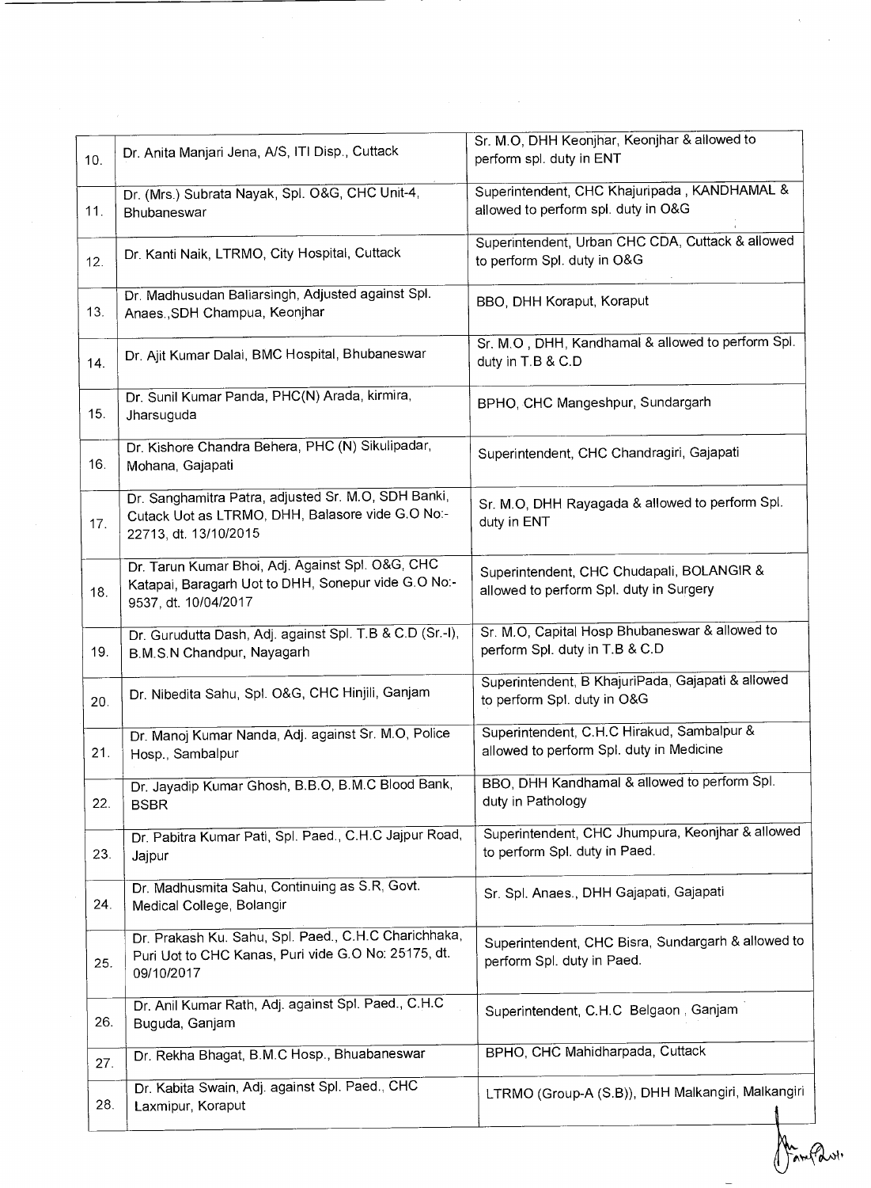| | | |
|---|---|---|
| 10. | Dr. Anita Manjari Jena, A/S, ITI Disp., Cuttack | Sr. M.O, DHH Keonjhar, Keonjhar & allowed to perform spl. duty in ENT |
| 11. | Dr. (Mrs.) Subrata Nayak, Spl. O&G, CHC Unit-4, Bhubaneswar | Superintendent, CHC Khajuripada , KANDHAMAL & allowed to perform spl. duty in O&G |
| 12. | Dr. Kanti Naik, LTRMO, City Hospital, Cuttack | Superintendent, Urban CHC CDA, Cuttack & allowed to perform Spl. duty in O&G |
| 13. | Dr. Madhusudan Baliarsingh, Adjusted against Spl. Anaes.,SDH Champua, Keonjhar | BBO, DHH Koraput, Koraput |
| 14. | Dr. Ajit Kumar Dalai, BMC Hospital, Bhubaneswar | Sr. M.O , DHH, Kandhamal & allowed to perform Spl. duty in T.B & C.D |
| 15. | Dr. Sunil Kumar Panda, PHC(N) Arada, kirmira, Jharsuguda | BPHO, CHC Mangeshpur, Sundargarh |
| 16. | Dr. Kishore Chandra Behera, PHC (N) Sikulipadar, Mohana, Gajapati | Superintendent, CHC Chandragiri, Gajapati |
| 17. | Dr. Sanghamitra Patra, adjusted Sr. M.O, SDH Banki, Cuttack Uot as LTRMO, DHH, Balasore vide G.O No:- 22713, dt. 13/10/2015 | Sr. M.O, DHH Rayagada & allowed to perform Spl. duty in ENT |
| 18. | Dr. Tarun Kumar Bhoi, Adj. Against Spl. O&G, CHC Katapai, Baragarh Uot to DHH, Sonepur vide G.O No:- 9537, dt. 10/04/2017 | Superintendent, CHC Chudapali, BOLANGIR & allowed to perform Spl. duty in Surgery |
| 19. | Dr. Gurudutta Dash, Adj. against Spl. T.B & C.D (Sr.-I), B.M.S.N Chandpur, Nayagarh | Sr. M.O, Capital Hosp Bhubaneswar & allowed to perform Spl. duty in T.B & C.D |
| 20. | Dr. Nibedita Sahu, Spl. O&G, CHC Hinjili, Ganjam | Superintendent, B KhajuriPada, Gajapati & allowed to perform Spl. duty in O&G |
| 21. | Dr. Manoj Kumar Nanda, Adj. against Sr. M.O, Police Hosp., Sambalpur | Superintendent, C.H.C Hirakud, Sambalpur & allowed to perform Spl. duty in Medicine |
| 22. | Dr. Jayadip Kumar Ghosh, B.B.O, B.M.C Blood Bank, BSBR | BBO, DHH Kandhamal & allowed to perform Spl. duty in Pathology |
| 23. | Dr. Pabitra Kumar Pati, Spl. Paed., C.H.C Jajpur Road, Jajpur | Superintendent, CHC Jhumpura, Keonjhar & allowed to perform Spl. duty in Paed. |
| 24. | Dr. Madhusmita Sahu, Continuing as S.R, Govt. Medical College, Bolangir | Sr. Spl. Anaes., DHH Gajapati, Gajapati |
| 25. | Dr. Prakash Ku. Sahu, Spl. Paed., C.H.C Charichhaka, Puri Uot to CHC Kanas, Puri vide G.O No: 25175, dt. 09/10/2017 | Superintendent, CHC Bisra, Sundargarh & allowed to perform Spl. duty in Paed. |
| 26. | Dr. Anil Kumar Rath, Adj. against Spl. Paed., C.H.C Buguda, Ganjam | Superintendent, C.H.C Belgaon , Ganjam |
| 27. | Dr. Rekha Bhagat, B.M.C Hosp., Bhuabaneswar | BPHO, CHC Mahidharpada, Cuttack |
| 28. | Dr. Kabita Swain, Adj. against Spl. Paed., CHC Laxmipur, Koraput | LTRMO (Group-A (S.B)), DHH Malkangiri, Malkangiri |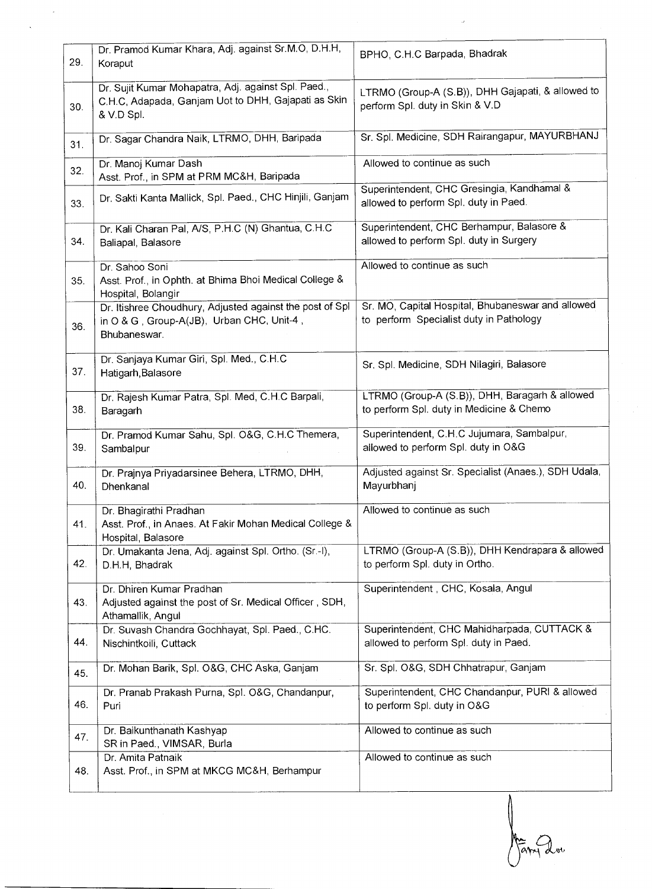| | | |
|---|---|---|
| 29. | Dr. Pramod Kumar Khara, Adj. against Sr.M.O, D.H.H, Koraput | BPHO, C.H.C Barpada, Bhadrak |
| 30. | Dr. Sujit Kumar Mohapatra, Adj. against Spl. Paed., C.H.C, Adapada, Ganjam Uot to DHH, Gajapati as Skin & V.D Spl. | LTRMO (Group-A (S.B)), DHH Gajapati, & allowed to perform Spl. duty in Skin & V.D |
| 31. | Dr. Sagar Chandra Naik, LTRMO, DHH, Baripada | Sr. Spl. Medicine, SDH Rairangapur, MAYURBHANJ |
| 32. | Dr. Manoj Kumar Dash<br>Asst. Prof., in SPM at PRM MC&H, Baripada | Allowed to continue as such |
| 33. | Dr. Sakti Kanta Mallick, Spl. Paed., CHC Hinjili, Ganjam | Superintendent, CHC Gresingia, Kandhamal & allowed to perform Spl. duty in Paed. |
| 34. | Dr. Kali Charan Pal, A/S, P.H.C (N) Ghantua, C.H.C Baliapal, Balasore | Superintendent, CHC Berhampur, Balasore & allowed to perform Spl. duty in Surgery |
| 35. | Dr. Sahoo Soni<br>Asst. Prof., in Ophth. at Bhima Bhoi Medical College & Hospital, Bolangir | Allowed to continue as such |
| 36. | Dr. Itishree Choudhury, Adjusted against the post of Spl in O & G , Group-A(JB), Urban CHC, Unit-4 , Bhubaneswar. | Sr. MO, Capital Hospital, Bhubaneswar and allowed to perform Specialist duty in Pathology |
| 37. | Dr. Sanjaya Kumar Giri, Spl. Med., C.H.C Hatigarh,Balasore | Sr. Spl. Medicine, SDH Nilagiri, Balasore |
| 38. | Dr. Rajesh Kumar Patra, Spl. Med, C.H.C Barpali, Baragarh | LTRMO (Group-A (S.B)), DHH, Baragarh & allowed to perform Spl. duty in Medicine & Chemo |
| 39. | Dr. Pramod Kumar Sahu, Spl. O&G, C.H.C Themera, Sambalpur | Superintendent, C.H.C Jujumara, Sambalpur, allowed to perform Spl. duty in O&G |
| 40. | Dr. Prajnya Priyadarsinee Behera, LTRMO, DHH, Dhenkanal | Adjusted against Sr. Specialist (Anaes.), SDH Udala, Mayurbhanj |
| 41. | Dr. Bhagirathi Pradhan<br>Asst. Prof., in Anaes. At Fakir Mohan Medical College & Hospital, Balasore | Allowed to continue as such |
| 42. | Dr. Umakanta Jena, Adj. against Spl. Ortho. (Sr.-I), D.H.H, Bhadrak | LTRMO (Group-A (S.B)), DHH Kendrapara & allowed to perform Spl. duty in Ortho. |
| 43. | Dr. Dhiren Kumar Pradhan<br>Adjusted against the post of Sr. Medical Officer , SDH, Athamallik, Angul | Superintendent , CHC, Kosala, Angul |
| 44. | Dr. Suvash Chandra Gochhayat, Spl. Paed., C.HC. Nischintkoili, Cuttack | Superintendent, CHC Mahidharpada, CUTTACK & allowed to perform Spl. duty in Paed. |
| 45. | Dr. Mohan Barik, Spl. O&G, CHC Aska, Ganjam | Sr. Spl. O&G, SDH Chhatrapur, Ganjam |
| 46. | Dr. Pranab Prakash Purna, Spl. O&G, Chandanpur, Puri | Superintendent, CHC Chandanpur, PURI & allowed to perform Spl. duty in O&G |
| 47. | Dr. Baikunthanath Kashyap<br>SR in Paed., VIMSAR, Burla | Allowed to continue as such |
| 48. | Dr. Amita Patnaik<br>Asst. Prof., in SPM at MKCG MC&H, Berhampur | Allowed to continue as such |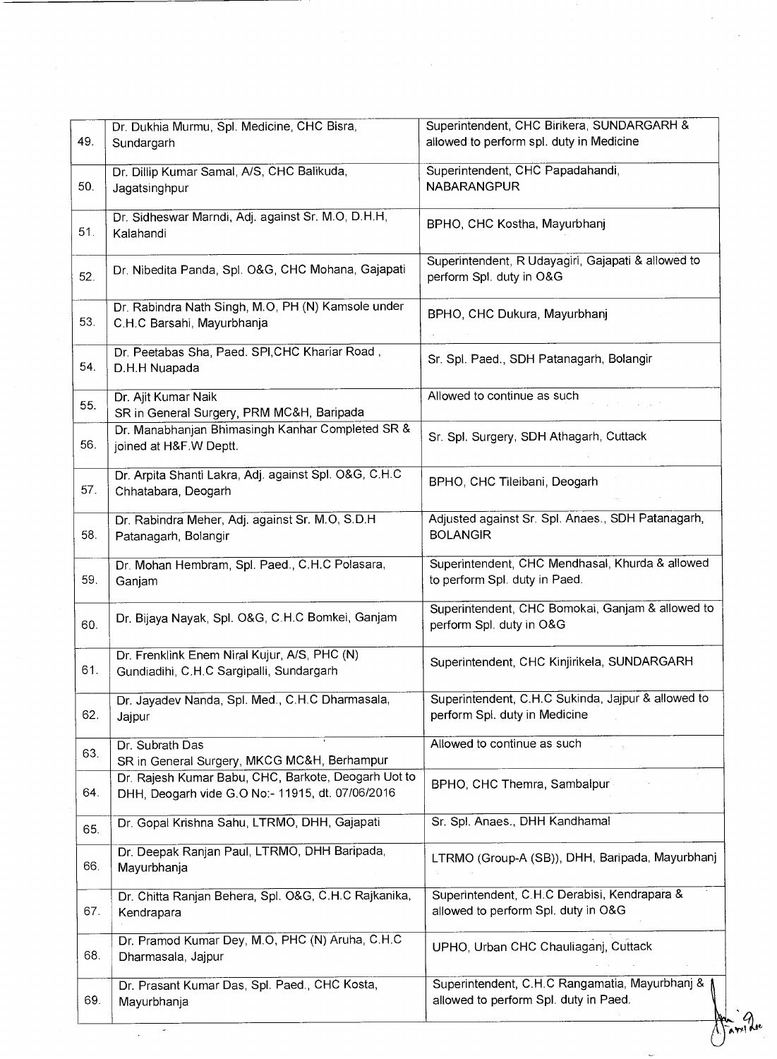| | | |
|---|---|---|
| 49. | Dr. Dukhia Murmu, Spl. Medicine, CHC Bisra, Sundargarh | Superintendent, CHC Birikera, SUNDARGARH & allowed to perform spl. duty in Medicine |
| 50. | Dr. Dillip Kumar Samal, A/S, CHC Balikuda, Jagatsinghpur | Superintendent, CHC Papadahandi, NABARANGPUR |
| 51. | Dr. Sidheswar Marndi, Adj. against Sr. M.O, D.H.H, Kalahandi | BPHO, CHC Kostha, Mayurbhanj |
| 52. | Dr. Nibedita Panda, Spl. O&G, CHC Mohana, Gajapati | Superintendent, R Udayagiri, Gajapati & allowed to perform Spl. duty in O&G |
| 53. | Dr. Rabindra Nath Singh, M.O, PH (N) Kamsole under C.H.C Barsahi, Mayurbhanja | BPHO, CHC Dukura, Mayurbhanj |
| 54. | Dr. Peetabas Sha, Paed. SPl,CHC Khariar Road , D.H.H Nuapada | Sr. Spl. Paed., SDH Patanagarh, Bolangir |
| 55. | Dr. Ajit Kumar Naik SR in General Surgery, PRM MC&H, Baripada | Allowed to continue as such |
| 56. | Dr. Manabhanjan Bhimasingh Kanhar Completed SR & joined at H&F.W Deptt. | Sr. Spl. Surgery, SDH Athagarh, Cuttack |
| 57. | Dr. Arpita Shanti Lakra, Adj. against Spl. O&G, C.H.C Chhatabara, Deogarh | BPHO, CHC Tileibani, Deogarh |
| 58. | Dr. Rabindra Meher, Adj. against Sr. M.O, S.D.H Patanagarh, Bolangir | Adjusted against Sr. Spl. Anaes., SDH Patanagarh, BOLANGIR |
| 59. | Dr. Mohan Hembram, Spl. Paed., C.H.C Polasara, Ganjam | Superintendent, CHC Mendhasal, Khurda & allowed to perform Spl. duty in Paed. |
| 60. | Dr. Bijaya Nayak, Spl. O&G, C.H.C Bomkei, Ganjam | Superintendent, CHC Bomokai, Ganjam & allowed to perform Spl. duty in O&G |
| 61. | Dr. Frenklink Enem Niral Kujur, A/S, PHC (N) Gundiadihi, C.H.C Sargipalli, Sundargarh | Superintendent, CHC Kinjirikela, SUNDARGARH |
| 62. | Dr. Jayadev Nanda, Spl. Med., C.H.C Dharmasala, Jajpur | Superintendent, C.H.C Sukinda, Jajpur & allowed to perform Spl. duty in Medicine |
| 63. | Dr. Subrath Das SR in General Surgery, MKCG MC&H, Berhampur | Allowed to continue as such |
| 64. | Dr. Rajesh Kumar Babu, CHC, Barkote, Deogarh Uot to DHH, Deogarh vide G.O No:- 11915, dt. 07/06/2016 | BPHO, CHC Themra, Sambalpur |
| 65. | Dr. Gopal Krishna Sahu, LTRMO, DHH, Gajapati | Sr. Spl. Anaes., DHH Kandhamal |
| 66. | Dr. Deepak Ranjan Paul, LTRMO, DHH Baripada, Mayurbhanja | LTRMO (Group-A (SB)), DHH, Baripada, Mayurbhanj |
| 67. | Dr. Chitta Ranjan Behera, Spl. O&G, C.H.C Rajkanika, Kendrapara | Superintendent, C.H.C Derabisi, Kendrapara & allowed to perform Spl. duty in O&G |
| 68. | Dr. Pramod Kumar Dey, M.O, PHC (N) Aruha, C.H.C Dharmasala, Jajpur | UPHO, Urban CHC Chauliaganj, Cuttack |
| 69. | Dr. Prasant Kumar Das, Spl. Paed., CHC Kosta, Mayurbhanja | Superintendent, C.H.C Rangamatia, Mayurbhanj & allowed to perform Spl. duty in Paed. |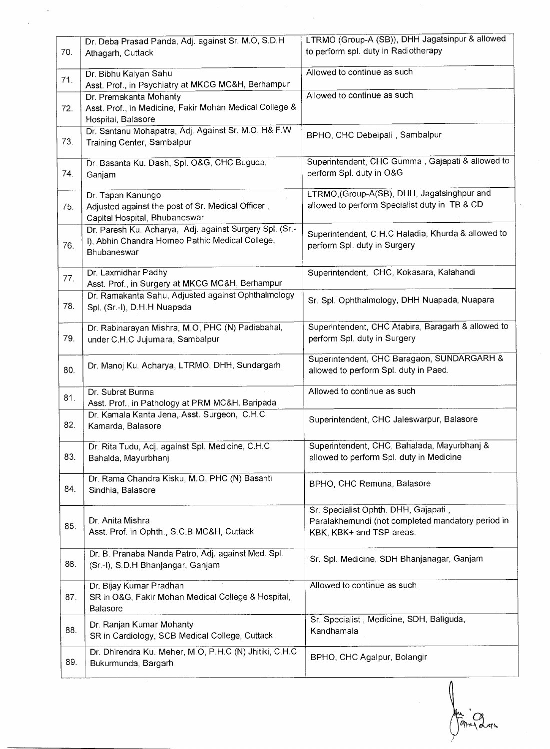| | | |
|---|---|---|
| 70. | Dr. Deba Prasad Panda, Adj. against Sr. M.O, S.D.H Athagarh, Cuttack | LTRMO (Group-A (SB)), DHH Jagatsinpur & allowed to perform spl. duty in Radiotherapy |
| 71. | Dr. Bibhu Kalyan Sahu<br>Asst. Prof., in Psychiatry at MKCG MC&H, Berhampur | Allowed to continue as such |
| 72. | Dr. Premakanta Mohanty<br>Asst. Prof., in Medicine, Fakir Mohan Medical College & Hospital, Balasore | Allowed to continue as such |
| 73. | Dr. Santanu Mohapatra, Adj. Against Sr. M.O, H& F.W Training Center, Sambalpur | BPHO, CHC Debeipali , Sambalpur |
| 74. | Dr. Basanta Ku. Dash, Spl. O&G, CHC Buguda, Ganjam | Superintendent, CHC Gumma , Gajapati & allowed to perform Spl. duty in O&G |
| 75. | Dr. Tapan Kanungo<br>Adjusted against the post of Sr. Medical Officer , Capital Hospital, Bhubaneswar | LTRMO,(Group-A(SB), DHH, Jagatsinghpur and allowed to perform Specialist duty in TB & CD |
| 76. | Dr. Paresh Ku. Acharya, Adj. against Surgery Spl. (Sr.-I), Abhin Chandra Homeo Pathic Medical College, Bhubaneswar | Superintendent, C.H.C Haladia, Khurda & allowed to perform Spl. duty in Surgery |
| 77. | Dr. Laxmidhar Padhy<br>Asst. Prof., in Surgery at MKCG MC&H, Berhampur | Superintendent, CHC, Kokasara, Kalahandi |
| 78. | Dr. Ramakanta Sahu, Adjusted against Ophthalmology Spl. (Sr.-I), D.H.H Nuapada | Sr. Spl. Ophthalmology, DHH Nuapada, Nuapara |
| 79. | Dr. Rabinarayan Mishra, M.O, PHC (N) Padiabahal, under C.H.C Jujumara, Sambalpur | Superintendent, CHC Atabira, Baragarh & allowed to perform Spl. duty in Surgery |
| 80. | Dr. Manoj Ku. Acharya, LTRMO, DHH, Sundargarh | Superintendent, CHC Baragaon, SUNDARGARH & allowed to perform Spl. duty in Paed. |
| 81. | Dr. Subrat Burma<br>Asst. Prof., in Pathology at PRM MC&H, Baripada | Allowed to continue as such |
| 82. | Dr. Kamala Kanta Jena, Asst. Surgeon, C.H.C Kamarda, Balasore | Superintendent, CHC Jaleswarpur, Balasore |
| 83. | Dr. Rita Tudu, Adj. against Spl. Medicine, C.H.C Bahalda, Mayurbhanj | Superintendent, CHC, Bahalada, Mayurbhanj & allowed to perform Spl. duty in Medicine |
| 84. | Dr. Rama Chandra Kisku, M.O, PHC (N) Basanti Sindhia, Balasore | BPHO, CHC Remuna, Balasore |
| 85. | Dr. Anita Mishra<br>Asst. Prof. in Ophth., S.C.B MC&H, Cuttack | Sr. Specialist Ophth. DHH, Gajapati , Paralakhemundi (not completed mandatory period in KBK, KBK+ and TSP areas. |
| 86. | Dr. B. Pranaba Nanda Patro, Adj. against Med. Spl. (Sr.-I), S.D.H Bhanjangar, Ganjam | Sr. Spl. Medicine, SDH Bhanjanagar, Ganjam |
| 87. | Dr. Bijay Kumar Pradhan<br>SR in O&G, Fakir Mohan Medical College & Hospital, Balasore | Allowed to continue as such |
| 88. | Dr. Ranjan Kumar Mohanty<br>SR in Cardiology, SCB Medical College, Cuttack | Sr. Specialist , Medicine, SDH, Baliguda, Kandhamala |
| 89. | Dr. Dhirendra Ku. Meher, M.O, P.H.C (N) Jhitiki, C.H.C Bukurmunda, Bargarh | BPHO, CHC Agalpur, Bolangir |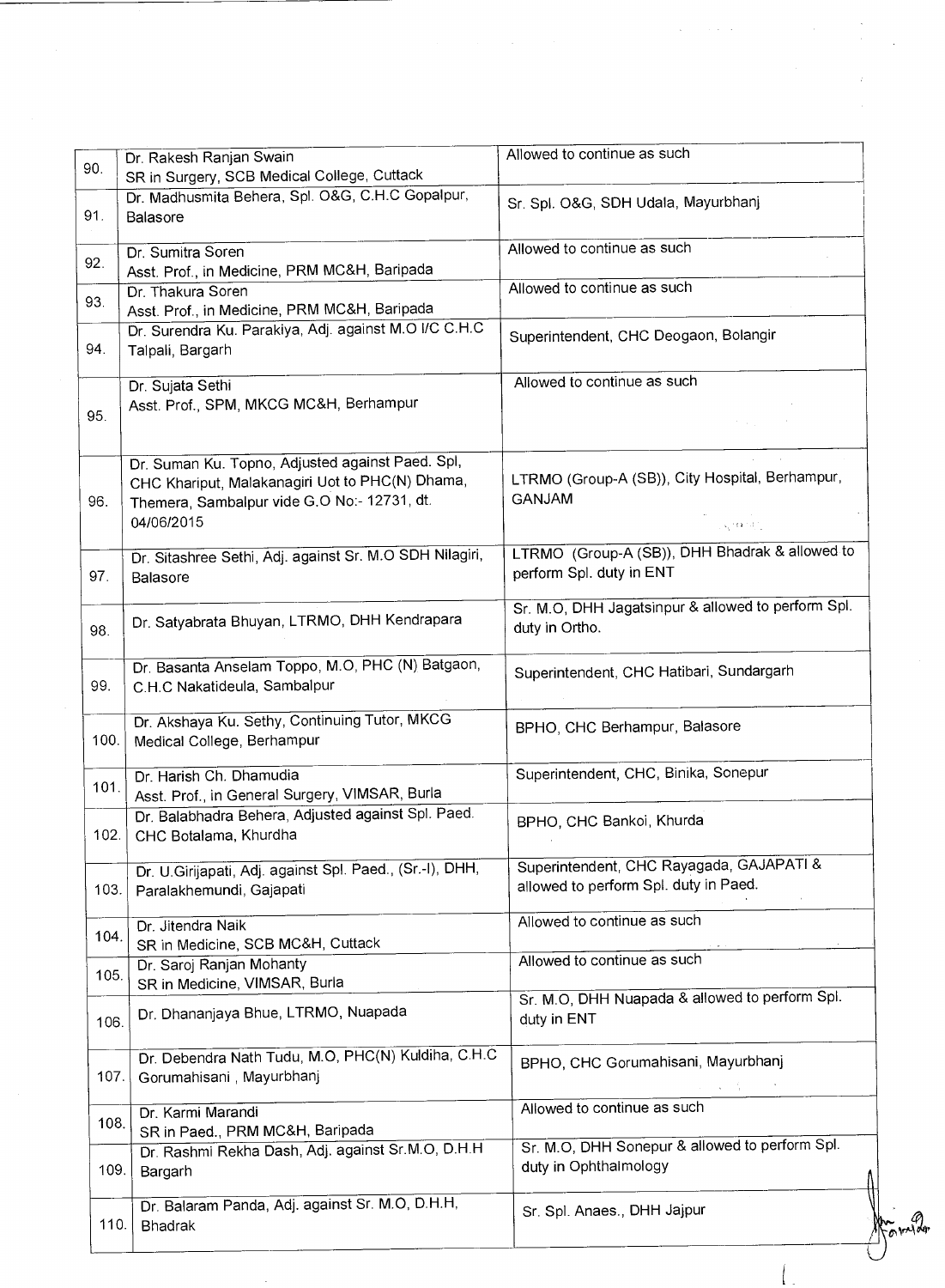| | | |
|---|---|---|
| 90. | Dr. Rakesh Ranjan Swain<br>SR in Surgery, SCB Medical College, Cuttack | Allowed to continue as such |
| 91. | Dr. Madhusmita Behera, Spl. O&G, C.H.C Gopalpur, Balasore | Sr. Spl. O&G, SDH Udala, Mayurbhanj |
| 92. | Dr. Sumitra Soren<br>Asst. Prof., in Medicine, PRM MC&H, Baripada | Allowed to continue as such |
| 93. | Dr. Thakura Soren<br>Asst. Prof., in Medicine, PRM MC&H, Baripada | Allowed to continue as such |
| 94. | Dr. Surendra Ku. Parakiya, Adj. against M.O I/C C.H.C Talpali, Bargarh | Superintendent, CHC Deogaon, Bolangir |
| 95. | Dr. Sujata Sethi<br>Asst. Prof., SPM, MKCG MC&H, Berhampur | Allowed to continue as such |
| 96. | Dr. Suman Ku. Topno, Adjusted against Paed. Spl, CHC Khariput, Malakanagiri Uot to PHC(N) Dhama, Themera, Sambalpur vide G.O No:- 12731, dt. 04/06/2015 | LTRMO (Group-A (SB)), City Hospital, Berhampur, GANJAM |
| 97. | Dr. Sitashree Sethi, Adj. against Sr. M.O SDH Nilagiri, Balasore | LTRMO (Group-A (SB)), DHH Bhadrak & allowed to perform Spl. duty in ENT |
| 98. | Dr. Satyabrata Bhuyan, LTRMO, DHH Kendrapara | Sr. M.O, DHH Jagatsinpur & allowed to perform Spl. duty in Ortho. |
| 99. | Dr. Basanta Anselam Toppo, M.O, PHC (N) Batgaon, C.H.C Nakatideula, Sambalpur | Superintendent, CHC Hatibari, Sundargarh |
| 100. | Dr. Akshaya Ku. Sethy, Continuing Tutor, MKCG Medical College, Berhampur | BPHO, CHC Berhampur, Balasore |
| 101. | Dr. Harish Ch. Dhamudia<br>Asst. Prof., in General Surgery, VIMSAR, Burla | Superintendent, CHC, Binika, Sonepur |
| 102. | Dr. Balabhadra Behera, Adjusted against Spl. Paed. CHC Botalama, Khurdha | BPHO, CHC Bankoi, Khurda |
| 103. | Dr. U.Girijapati, Adj. against Spl. Paed., (Sr.-I), DHH, Paralakhemundi, Gajapati | Superintendent, CHC Rayagada, GAJAPATI & allowed to perform Spl. duty in Paed. |
| 104. | Dr. Jitendra Naik<br>SR in Medicine, SCB MC&H, Cuttack | Allowed to continue as such |
| 105. | Dr. Saroj Ranjan Mohanty<br>SR in Medicine, VIMSAR, Burla | Allowed to continue as such |
| 106. | Dr. Dhananjaya Bhue, LTRMO, Nuapada | Sr. M.O, DHH Nuapada & allowed to perform Spl. duty in ENT |
| 107. | Dr. Debendra Nath Tudu, M.O, PHC(N) Kuldiha, C.H.C Gorumahisani , Mayurbhanj | BPHO, CHC Gorumahisani, Mayurbhanj |
| 108. | Dr. Karmi Marandi<br>SR in Paed., PRM MC&H, Baripada | Allowed to continue as such |
| 109. | Dr. Rashmi Rekha Dash, Adj. against Sr.M.O, D.H.H Bargarh | Sr. M.O, DHH Sonepur & allowed to perform Spl. duty in Ophthalmology |
| 110. | Dr. Balaram Panda, Adj. against Sr. M.O, D.H.H, Bhadrak | Sr. Spl. Anaes., DHH Jajpur |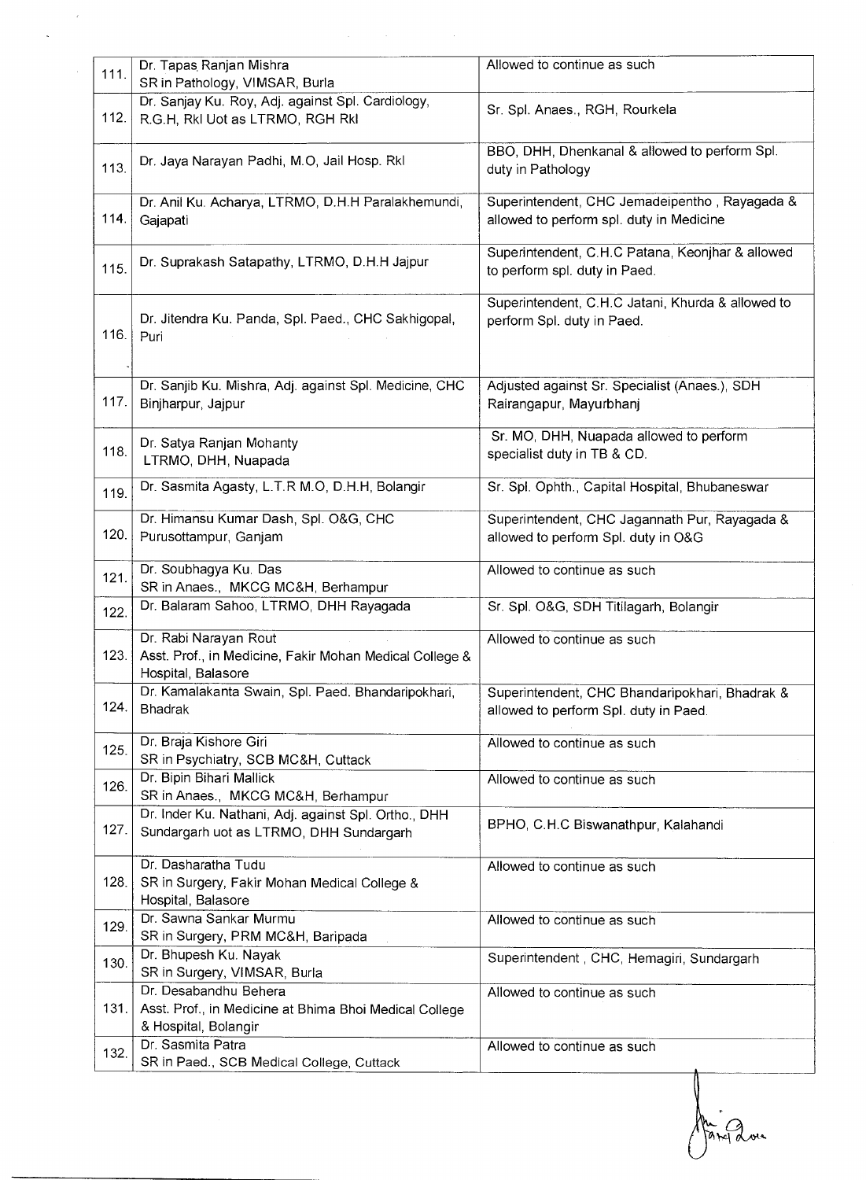| | | |
|---|---|---|
| 111. | Dr. Tapas Ranjan Mishra<br>SR in Pathology, VIMSAR, Burla | Allowed to continue as such |
| 112. | Dr. Sanjay Ku. Roy, Adj. against Spl. Cardiology, R.G.H, Rkl Uot as LTRMO, RGH Rkl | Sr. Spl. Anaes., RGH, Rourkela |
| 113. | Dr. Jaya Narayan Padhi, M.O, Jail Hosp. Rkl | BBO, DHH, Dhenkanal & allowed to perform Spl. duty in Pathology |
| 114. | Dr. Anil Ku. Acharya, LTRMO, D.H.H Paralakhemundi, Gajapati | Superintendent, CHC Jemadeipentho , Rayagada & allowed to perform spl. duty in Medicine |
| 115. | Dr. Suprakash Satapathy, LTRMO, D.H.H Jajpur | Superintendent, C.H.C Patana, Keonjhar & allowed to perform spl. duty in Paed. |
| 116. | Dr. Jitendra Ku. Panda, Spl. Paed., CHC Sakhigopal, Puri | Superintendent, C.H.C Jatani, Khurda & allowed to perform Spl. duty in Paed. |
| 117. | Dr. Sanjib Ku. Mishra, Adj. against Spl. Medicine, CHC Binjharpur, Jajpur | Adjusted against Sr. Specialist (Anaes.), SDH Rairangapur, Mayurbhanj |
| 118. | Dr. Satya Ranjan Mohanty<br>LTRMO, DHH, Nuapada | Sr. MO, DHH, Nuapada allowed to perform specialist duty in TB & CD. |
| 119. | Dr. Sasmita Agasty, L.T.R M.O, D.H.H, Bolangir | Sr. Spl. Ophth., Capital Hospital, Bhubaneswar |
| 120. | Dr. Himansu Kumar Dash, Spl. O&G, CHC Purusottampur, Ganjam | Superintendent, CHC Jagannath Pur, Rayagada & allowed to perform Spl. duty in O&G |
| 121. | Dr. Soubhagya Ku. Das<br>SR in Anaes., MKCG MC&H, Berhampur | Allowed to continue as such |
| 122. | Dr. Balaram Sahoo, LTRMO, DHH Rayagada | Sr. Spl. O&G, SDH Titilagarh, Bolangir |
| 123. | Dr. Rabi Narayan Rout<br>Asst. Prof., in Medicine, Fakir Mohan Medical College & Hospital, Balasore | Allowed to continue as such |
| 124. | Dr. Kamalakanta Swain, Spl. Paed. Bhandaripokhari, Bhadrak | Superintendent, CHC Bhandaripokhari, Bhadrak & allowed to perform Spl. duty in Paed. |
| 125. | Dr. Braja Kishore Giri<br>SR in Psychiatry, SCB MC&H, Cuttack | Allowed to continue as such |
| 126. | Dr. Bipin Bihari Mallick<br>SR in Anaes., MKCG MC&H, Berhampur | Allowed to continue as such |
| 127. | Dr. Inder Ku. Nathani, Adj. against Spl. Ortho., DHH Sundargarh uot as LTRMO, DHH Sundargarh | BPHO, C.H.C Biswanathpur, Kalahandi |
| 128. | Dr. Dasharatha Tudu<br>SR in Surgery, Fakir Mohan Medical College & Hospital, Balasore | Allowed to continue as such |
| 129. | Dr. Sawna Sankar Murmu<br>SR in Surgery, PRM MC&H, Baripada | Allowed to continue as such |
| 130. | Dr. Bhupesh Ku. Nayak<br>SR in Surgery, VIMSAR, Burla | Superintendent , CHC, Hemagiri, Sundargarh |
| 131. | Dr. Desabandhu Behera<br>Asst. Prof., in Medicine at Bhima Bhoi Medical College & Hospital, Bolangir | Allowed to continue as such |
| 132. | Dr. Sasmita Patra<br>SR in Paed., SCB Medical College, Cuttack | Allowed to continue as such |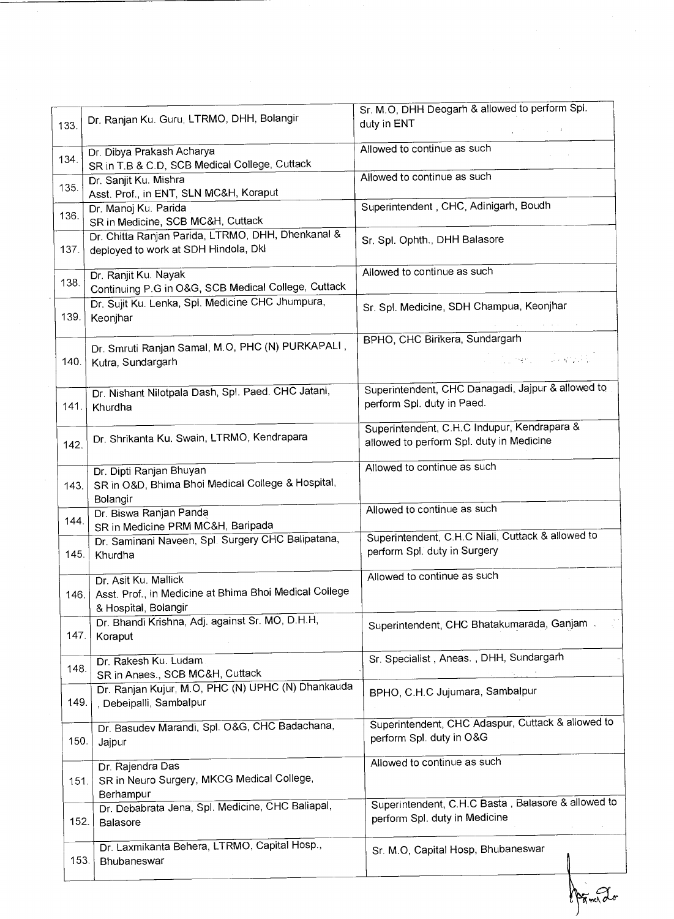| | | |
|---|---|---|
| 133. | Dr. Ranjan Ku. Guru, LTRMO, DHH, Bolangir | Sr. M.O, DHH Deogarh & allowed to perform Spl. duty in ENT |
| 134. | Dr. Dibya Prakash Acharya<br>SR in T.B & C.D, SCB Medical College, Cuttack | Allowed to continue as such |
| 135. | Dr. Sanjit Ku. Mishra<br>Asst. Prof., in ENT, SLN MC&H, Koraput | Allowed to continue as such |
| 136. | Dr. Manoj Ku. Parida<br>SR in Medicine, SCB MC&H, Cuttack | Superintendent , CHC, Adinigarh, Boudh |
| 137. | Dr. Chitta Ranjan Parida, LTRMO, DHH, Dhenkanal & deployed to work at SDH Hindola, Dkl | Sr. Spl. Ophth., DHH Balasore |
| 138. | Dr. Ranjit Ku. Nayak<br>Continuing P.G in O&G, SCB Medical College, Cuttack | Allowed to continue as such |
| 139. | Dr. Sujit Ku. Lenka, Spl. Medicine CHC Jhumpura, Keonjhar | Sr. Spl. Medicine, SDH Champua, Keonjhar |
| 140. | Dr. Smruti Ranjan Samal, M.O, PHC (N) PURKAPALI , Kutra, Sundargarh | BPHO, CHC Birikera, Sundargarh |
| 141. | Dr. Nishant Nilotpala Dash, Spl. Paed. CHC Jatani, Khurdha | Superintendent, CHC Danagadi, Jajpur & allowed to perform Spl. duty in Paed. |
| 142. | Dr. Shrikanta Ku. Swain, LTRMO, Kendrapara | Superintendent, C.H.C Indupur, Kendrapara & allowed to perform Spl. duty in Medicine |
| 143. | Dr. Dipti Ranjan Bhuyan<br>SR in O&D, Bhima Bhoi Medical College & Hospital, Bolangir | Allowed to continue as such |
| 144. | Dr. Biswa Ranjan Panda<br>SR in Medicine PRM MC&H, Baripada | Allowed to continue as such |
| 145. | Dr. Saminani Naveen, Spl. Surgery CHC Balipatana, Khurdha | Superintendent, C.H.C Niali, Cuttack & allowed to perform Spl. duty in Surgery |
| 146. | Dr. Asit Ku. Mallick<br>Asst. Prof., in Medicine at Bhima Bhoi Medical College & Hospital, Bolangir | Allowed to continue as such |
| 147. | Dr. Bhandi Krishna, Adj. against Sr. MO, D.H.H, Koraput | Superintendent, CHC Bhatakumarada, Ganjam |
| 148. | Dr. Rakesh Ku. Ludam<br>SR in Anaes., SCB MC&H, Cuttack | Sr. Specialist , Aneas. , DHH, Sundargarh |
| 149. | Dr. Ranjan Kujur, M.O, PHC (N) UPHC (N) Dhankauda , Debeipalli, Sambalpur | BPHO, C.H.C Jujumara, Sambalpur |
| 150. | Dr. Basudev Marandi, Spl. O&G, CHC Badachana, Jajpur | Superintendent, CHC Adaspur, Cuttack & allowed to perform Spl. duty in O&G |
| 151. | Dr. Rajendra Das<br>SR in Neuro Surgery, MKCG Medical College, Berhampur | Allowed to continue as such |
| 152. | Dr. Debabrata Jena, Spl. Medicine, CHC Baliapal, Balasore | Superintendent, C.H.C Basta , Balasore & allowed to perform Spl. duty in Medicine |
| 153. | Dr. Laxmikanta Behera, LTRMO, Capital Hosp., Bhubaneswar | Sr. M.O, Capital Hosp, Bhubaneswar |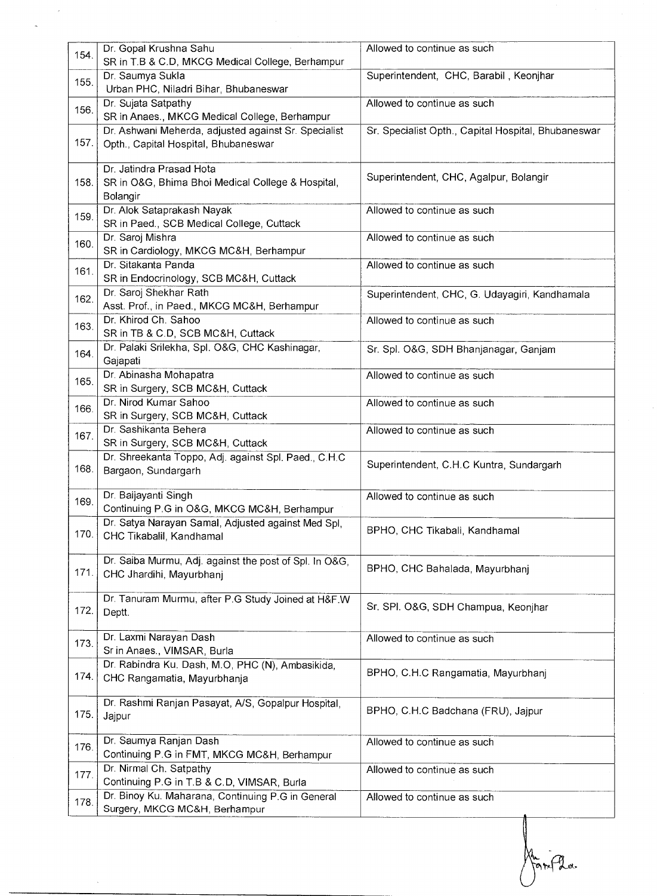| | | |
|---|---|---|
| 154. | Dr. Gopal Krushna Sahu<br>SR in T.B & C.D, MKCG Medical College, Berhampur | Allowed to continue as such |
| 155. | Dr. Saumya Sukla<br>Urban PHC, Niladri Bihar, Bhubaneswar | Superintendent, CHC, Barabil , Keonjhar |
| 156. | Dr. Sujata Satpathy<br>SR in Anaes., MKCG Medical College, Berhampur | Allowed to continue as such |
| 157. | Dr. Ashwani Meherda, adjusted against Sr. Specialist Opth., Capital Hospital, Bhubaneswar | Sr. Specialist Opth., Capital Hospital, Bhubaneswar |
| 158. | Dr. Jatindra Prasad Hota<br>SR in O&G, Bhima Bhoi Medical College & Hospital, Bolangir | Superintendent, CHC, Agalpur, Bolangir |
| 159. | Dr. Alok Sataprakash Nayak<br>SR in Paed., SCB Medical College, Cuttack | Allowed to continue as such |
| 160. | Dr. Saroj Mishra<br>SR in Cardiology, MKCG MC&H, Berhampur | Allowed to continue as such |
| 161. | Dr. Sitakanta Panda<br>SR in Endocrinology, SCB MC&H, Cuttack | Allowed to continue as such |
| 162. | Dr. Saroj Shekhar Rath<br>Asst. Prof., in Paed., MKCG MC&H, Berhampur | Superintendent, CHC, G. Udayagiri, Kandhamala |
| 163. | Dr. Khirod Ch. Sahoo<br>SR in TB & C.D, SCB MC&H, Cuttack | Allowed to continue as such |
| 164. | Dr. Palaki Srilekha, Spl. O&G, CHC Kashinagar, Gajapati | Sr. Spl. O&G, SDH Bhanjanagar, Ganjam |
| 165. | Dr. Abinasha Mohapatra<br>SR in Surgery, SCB MC&H, Cuttack | Allowed to continue as such |
| 166. | Dr. Nirod Kumar Sahoo<br>SR in Surgery, SCB MC&H, Cuttack | Allowed to continue as such |
| 167. | Dr. Sashikanta Behera<br>SR in Surgery, SCB MC&H, Cuttack | Allowed to continue as such |
| 168. | Dr. Shreekanta Toppo, Adj. against Spl. Paed., C.H.C Bargaon, Sundargarh | Superintendent, C.H.C Kuntra, Sundargarh |
| 169. | Dr. Baijayanti Singh<br>Continuing P.G in O&G, MKCG MC&H, Berhampur | Allowed to continue as such |
| 170. | Dr. Satya Narayan Samal, Adjusted against Med Spl, CHC Tikabalil, Kandhamal | BPHO, CHC Tikabali, Kandhamal |
| 171. | Dr. Saiba Murmu, Adj. against the post of Spl. In O&G, CHC Jhardihi, Mayurbhanj | BPHO, CHC Bahalada, Mayurbhanj |
| 172. | Dr. Tanuram Murmu, after P.G Study Joined at H&F.W Deptt. | Sr. SPl. O&G, SDH Champua, Keonjhar |
| 173. | Dr. Laxmi Narayan Dash<br>Sr in Anaes., VIMSAR, Burla | Allowed to continue as such |
| 174. | Dr. Rabindra Ku. Dash, M.O, PHC (N), Ambasikida, CHC Rangamatia, Mayurbhanja | BPHO, C.H.C Rangamatia, Mayurbhanj |
| 175. | Dr. Rashmi Ranjan Pasayat, A/S, Gopalpur Hospital, Jajpur | BPHO, C.H.C Badchana (FRU), Jajpur |
| 176. | Dr. Saumya Ranjan Dash<br>Continuing P.G in FMT, MKCG MC&H, Berhampur | Allowed to continue as such |
| 177. | Dr. Nirmal Ch. Satpathy<br>Continuing P.G in T.B & C.D, VIMSAR, Burla | Allowed to continue as such |
| 178. | Dr. Binoy Ku. Maharana, Continuing P.G in General Surgery, MKCG MC&H, Berhampur | Allowed to continue as such |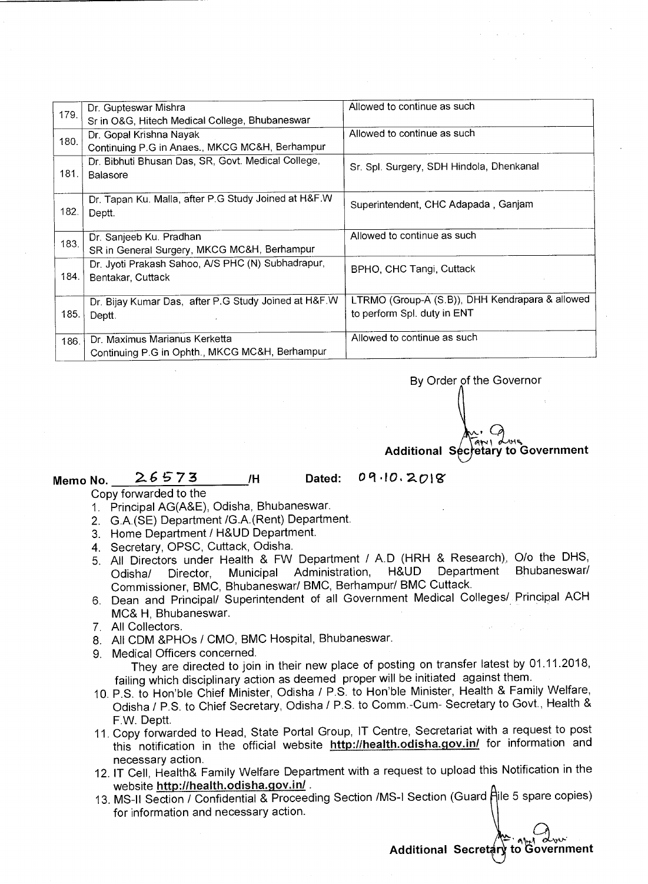| | | |
|---|---|---|
| 179. | Dr. Gupteswar Mishra<br>Sr in O&G, Hitech Medical College, Bhubaneswar | Allowed to continue as such |
| 180. | Dr. Gopal Krishna Nayak<br>Continuing P.G in Anaes., MKCG MC&H, Berhampur | Allowed to continue as such |
| 181. | Dr. Bibhuti Bhusan Das, SR, Govt. Medical College, Balasore | Sr. Spl. Surgery, SDH Hindola, Dhenkanal |
| 182. | Dr. Tapan Ku. Malla, after P.G Study Joined at H&F.W Deptt. | Superintendent, CHC Adapada , Ganjam |
| 183. | Dr. Sanjeeb Ku. Pradhan<br>SR in General Surgery, MKCG MC&H, Berhampur | Allowed to continue as such |
| 184. | Dr. Jyoti Prakash Sahoo, A/S PHC (N) Subhadrapur, Bentakar, Cuttack | BPHO, CHC Tangi, Cuttack |
| 185. | Dr. Bijay Kumar Das, after P.G Study Joined at H&F.W Deptt. | LTRMO (Group-A (S.B)), DHH Kendrapara & allowed to perform Spl. duty in ENT |
| 186. | Dr. Maximus Marianus Kerketta<br>Continuing P.G in Ophth., MKCG MC&H, Berhampur | Allowed to continue as such |

By Order of the Governor

**Additional Secretary to Government**

**Memo No.** 26573 **/H** **Dated:** 09.10.2018

Copy forwarded to the

1. Principal AG(A&E), Odisha, Bhubaneswar.
2. G.A.(SE) Department /G.A.(Rent) Department.
3. Home Department / H&UD Department.
4. Secretary, OPSC, Cuttack, Odisha.
5. All Directors under Health & FW Department / A.D (HRH & Research), O/o the DHS, Odisha/ Director, Municipal Administration, H&UD Department Bhubaneswar/ Commissioner, BMC, Bhubaneswar/ BMC, Berhampur/ BMC Cuttack.
6. Dean and Principal/ Superintendent of all Government Medical Colleges/ Principal ACH MC& H, Bhubaneswar.
7. All Collectors.
8. All CDM &PHOs / CMO, BMC Hospital, Bhubaneswar.
9. Medical Officers concerned.
   They are directed to join in their new place of posting on transfer latest by 01.11.2018, failing which disciplinary action as deemed proper will be initiated against them.
10. P.S. to Hon'ble Chief Minister, Odisha / P.S. to Hon'ble Minister, Health & Family Welfare, Odisha / P.S. to Chief Secretary, Odisha / P.S. to Comm.-Cum- Secretary to Govt., Health & F.W. Deptt.
11. Copy forwarded to Head, State Portal Group, IT Centre, Secretariat with a request to post this notification in the official website **http://health.odisha.gov.in/** for information and necessary action.
12. IT Cell, Health& Family Welfare Department with a request to upload this Notification in the website **http://health.odisha.gov.in/** .
13. MS-II Section / Confidential & Proceeding Section /MS-I Section (Guard File 5 spare copies) for information and necessary action.

**Additional Secretary to Government**